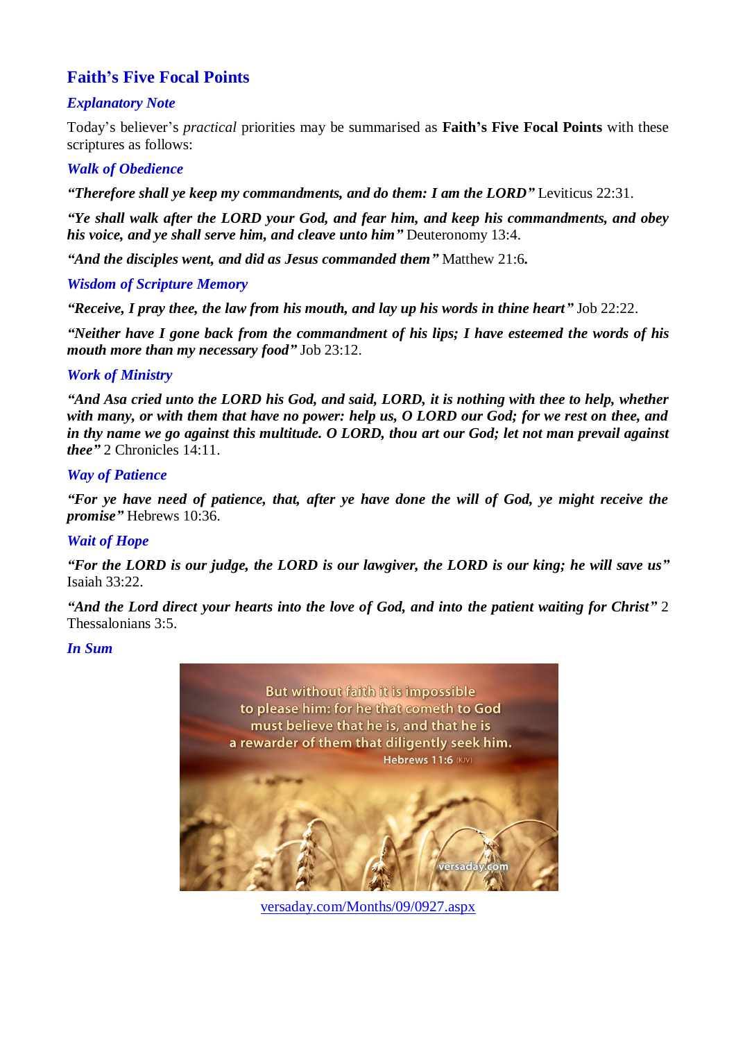## Faith's Five Focal Points

### *Explanatory Note*

Today's believer's *practical* priorities may be summarised as **Faith's Five Focal Points** with these scriptures as follows:

### *Walk of Obedience*

***"Therefore shall ye keep my commandments, and do them: I am the LORD"*** Leviticus 22:31.

***"Ye shall walk after the LORD your God, and fear him, and keep his commandments, and obey his voice, and ye shall serve him, and cleave unto him"*** Deuteronomy 13:4.

***"And the disciples went, and did as Jesus commanded them"*** Matthew 21:6**.**

### *Wisdom of Scripture Memory*

***"Receive, I pray thee, the law from his mouth, and lay up his words in thine heart"*** Job 22:22.

***"Neither have I gone back from the commandment of his lips; I have esteemed the words of his mouth more than my necessary food"*** Job 23:12.

### *Work of Ministry*

***"And Asa cried unto the LORD his God, and said, LORD, it is nothing with thee to help, whether with many, or with them that have no power: help us, O LORD our God; for we rest on thee, and in thy name we go against this multitude. O LORD, thou art our God; let not man prevail against thee"*** 2 Chronicles 14:11.

### *Way of Patience*

***"For ye have need of patience, that, after ye have done the will of God, ye might receive the promise"*** Hebrews 10:36.

### *Wait of Hope*

***"For the LORD is our judge, the LORD is our lawgiver, the LORD is our king; he will save us"*** Isaiah 33:22.

***"And the Lord direct your hearts into the love of God, and into the patient waiting for Christ"*** 2 Thessalonians 3:5.

### *In Sum*

But without faith it is impossible to please him: for he that cometh to God must believe that he is, and that he is a rewarder of them that diligently seek him. Hebrews 11:6 (KJV)

versaday.com

[versaday.com/Months/09/0927.aspx](versaday.com/Months/09/0927.aspx)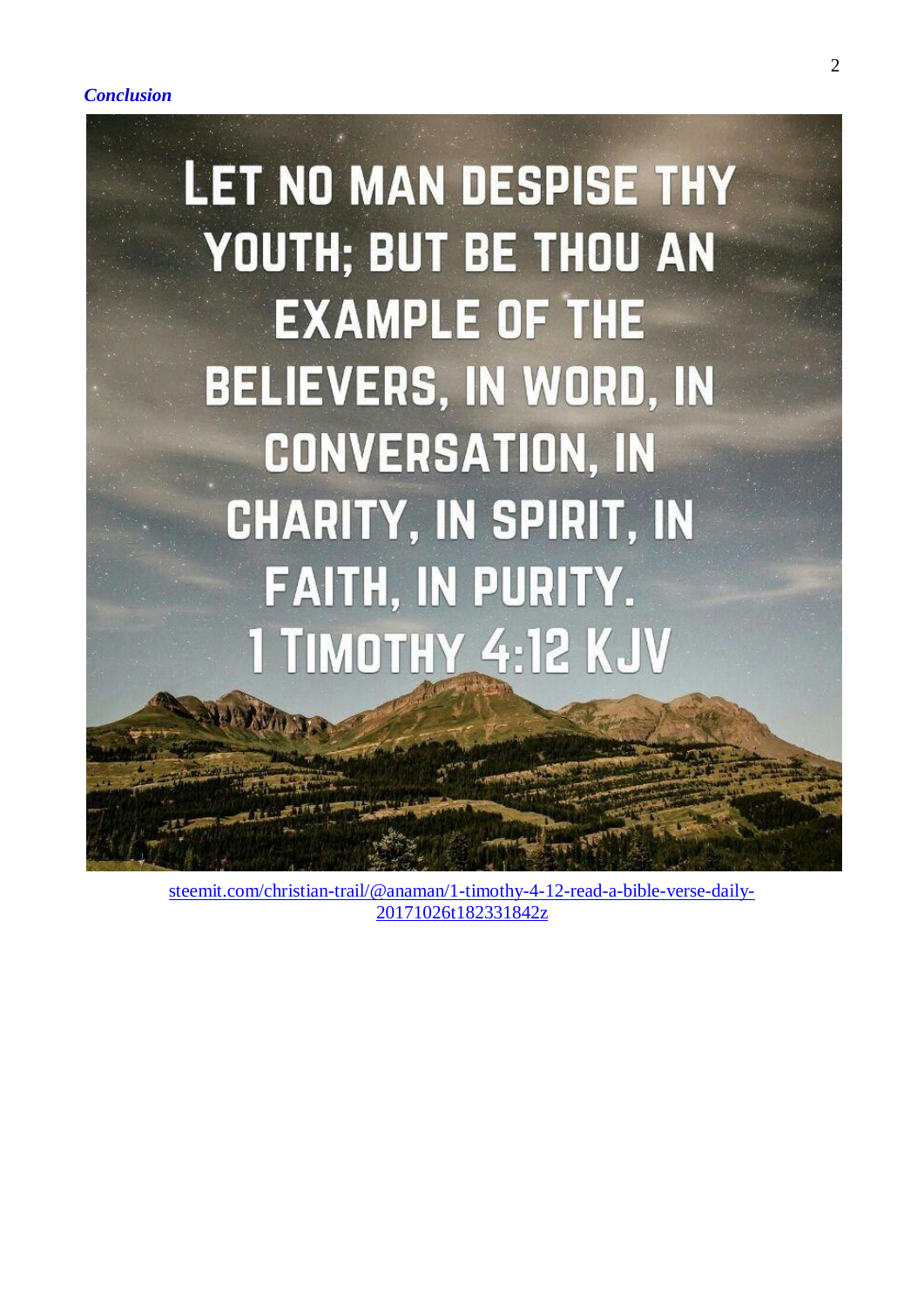*Conclusion*

LET NO MAN DESPISE THY YOUTH; BUT BE THOU AN EXAMPLE OF THE BELIEVERS, IN WORD, IN CONVERSATION, IN CHARITY, IN SPIRIT, IN FAITH, IN PURITY.
1 TIMOTHY 4:12 KJV

steemit.com/christian-trail/@anaman/1-timothy-4-12-read-a-bible-verse-daily-20171026t182331842z